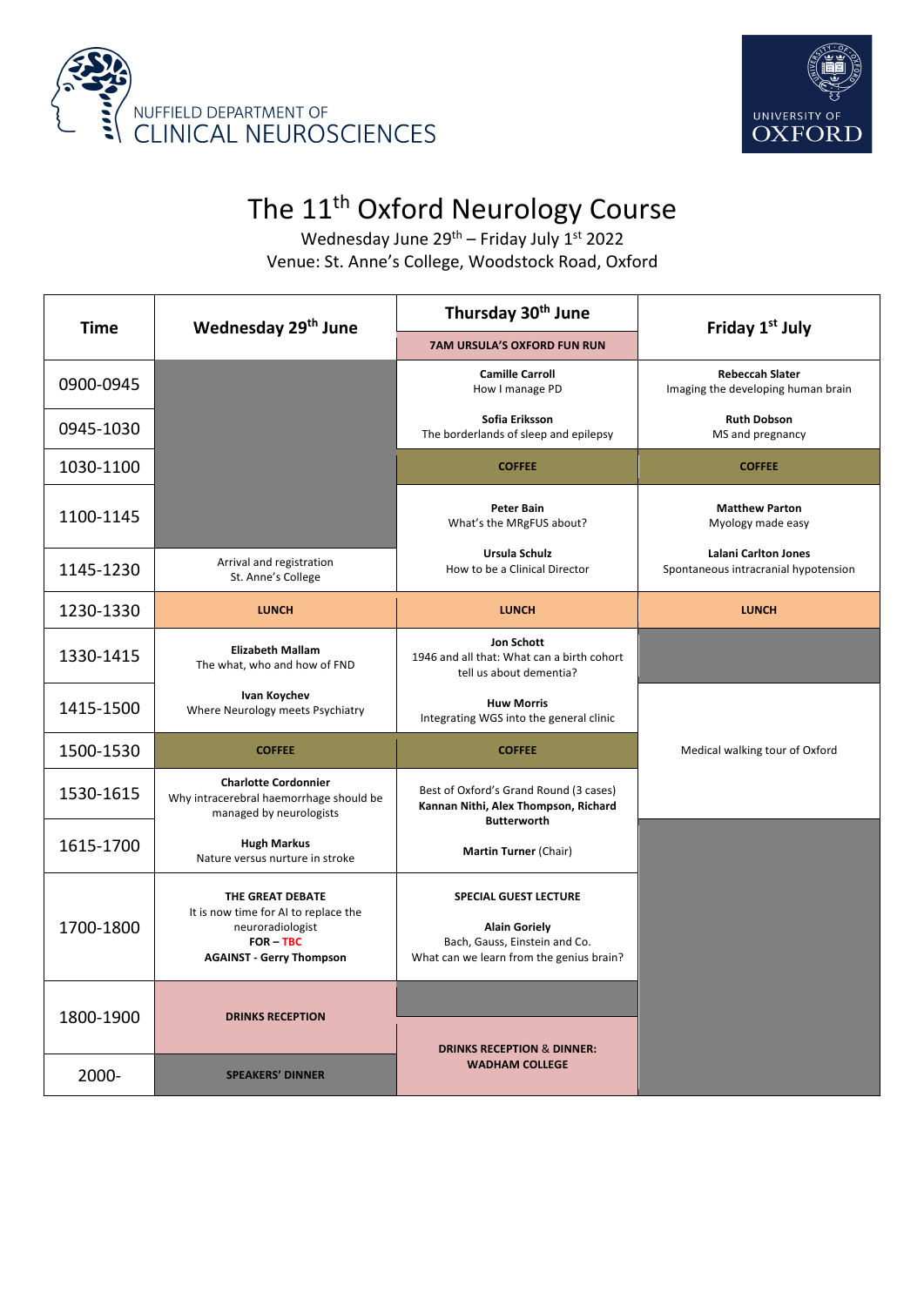NUFFIELD DEPARTMENT OF CLINICAL NEUROSCIENCES

UNIVERSITY OF OXFORD

# The 11th Oxford Neurology Course

Wednesday June 29th – Friday July 1st 2022

Venue: St. Anne's College, Woodstock Road, Oxford

| Time | Wednesday 29th June | Thursday 30th June | Friday 1st July |
|---|---|---|---|
| | | **7AM URSULA'S OXFORD FUN RUN** | |
| 0900-0945 | | **Camille Carroll** How I manage PD | **Rebeccah Slater** Imaging the developing human brain |
| 0945-1030 | | **Sofia Eriksson** The borderlands of sleep and epilepsy | **Ruth Dobson** MS and pregnancy |
| 1030-1100 | | **COFFEE** | **COFFEE** |
| 1100-1145 | | **Peter Bain** What's the MRgFUS about? | **Matthew Parton** Myology made easy |
| 1145-1230 | Arrival and registration St. Anne's College | **Ursula Schulz** How to be a Clinical Director | **Lalani Carlton Jones** Spontaneous intracranial hypotension |
| 1230-1330 | **LUNCH** | **LUNCH** | **LUNCH** |
| 1330-1415 | **Elizabeth Mallam** The what, who and how of FND | **Jon Schott** 1946 and all that: What can a birth cohort tell us about dementia? | |
| 1415-1500 | **Ivan Koychev** Where Neurology meets Psychiatry | **Huw Morris** Integrating WGS into the general clinic | Medical walking tour of Oxford |
| 1500-1530 | **COFFEE** | **COFFEE** | Medical walking tour of Oxford |
| 1530-1615 | **Charlotte Cordonnier** Why intracerebral haemorrhage should be managed by neurologists | Best of Oxford's Grand Round (3 cases) **Kannan Nithi, Alex Thompson, Richard Butterworth** | Medical walking tour of Oxford |
| 1615-1700 | **Hugh Markus** Nature versus nurture in stroke | **Martin Turner** (Chair) | |
| 1700-1800 | **THE GREAT DEBATE** It is now time for AI to replace the neuroradiologist **FOR – TBC** **AGAINST - Gerry Thompson** | **SPECIAL GUEST LECTURE** **Alain Goriely** Bach, Gauss, Einstein and Co. What can we learn from the genius brain? | |
| 1800-1900 | **DRINKS RECEPTION** | | |
| 2000- | **SPEAKERS' DINNER** | **DRINKS RECEPTION & DINNER: WADHAM COLLEGE** | |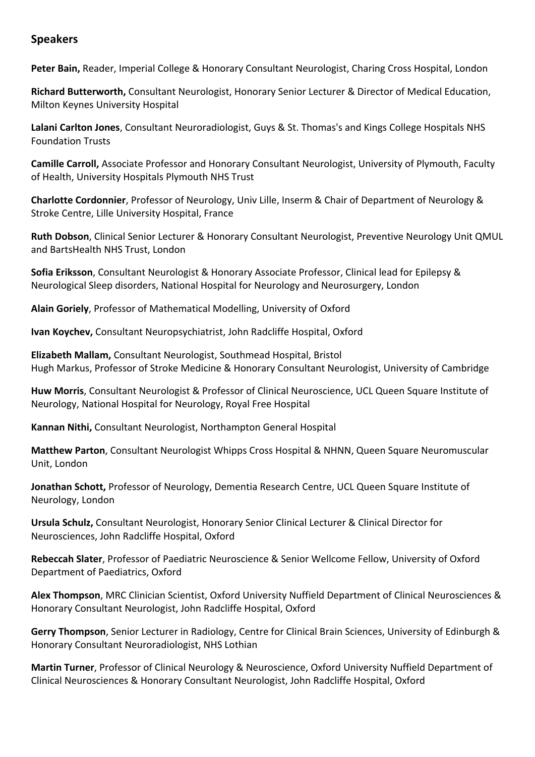## Speakers

**Peter Bain,** Reader, Imperial College & Honorary Consultant Neurologist, Charing Cross Hospital, London

**Richard Butterworth,** Consultant Neurologist, Honorary Senior Lecturer & Director of Medical Education, Milton Keynes University Hospital

**Lalani Carlton Jones**, Consultant Neuroradiologist, Guys & St. Thomas's and Kings College Hospitals NHS Foundation Trusts

**Camille Carroll,** Associate Professor and Honorary Consultant Neurologist, University of Plymouth, Faculty of Health, University Hospitals Plymouth NHS Trust

**Charlotte Cordonnier**, Professor of Neurology, Univ Lille, Inserm & Chair of Department of Neurology & Stroke Centre, Lille University Hospital, France

**Ruth Dobson**, Clinical Senior Lecturer & Honorary Consultant Neurologist, Preventive Neurology Unit QMUL and BartsHealth NHS Trust, London

**Sofia Eriksson**, Consultant Neurologist & Honorary Associate Professor, Clinical lead for Epilepsy & Neurological Sleep disorders, National Hospital for Neurology and Neurosurgery, London

**Alain Goriely**, Professor of Mathematical Modelling, University of Oxford

**Ivan Koychev,** Consultant Neuropsychiatrist, John Radcliffe Hospital, Oxford

**Elizabeth Mallam,** Consultant Neurologist, Southmead Hospital, Bristol
Hugh Markus, Professor of Stroke Medicine & Honorary Consultant Neurologist, University of Cambridge

**Huw Morris**, Consultant Neurologist & Professor of Clinical Neuroscience, UCL Queen Square Institute of Neurology, National Hospital for Neurology, Royal Free Hospital

**Kannan Nithi,** Consultant Neurologist, Northampton General Hospital

**Matthew Parton**, Consultant Neurologist Whipps Cross Hospital & NHNN, Queen Square Neuromuscular Unit, London

**Jonathan Schott,** Professor of Neurology, Dementia Research Centre, UCL Queen Square Institute of Neurology, London

**Ursula Schulz,** Consultant Neurologist, Honorary Senior Clinical Lecturer & Clinical Director for Neurosciences, John Radcliffe Hospital, Oxford

**Rebeccah Slater**, Professor of Paediatric Neuroscience & Senior Wellcome Fellow, University of Oxford Department of Paediatrics, Oxford

**Alex Thompson**, MRC Clinician Scientist, Oxford University Nuffield Department of Clinical Neurosciences & Honorary Consultant Neurologist, John Radcliffe Hospital, Oxford

**Gerry Thompson**, Senior Lecturer in Radiology, Centre for Clinical Brain Sciences, University of Edinburgh & Honorary Consultant Neuroradiologist, NHS Lothian

**Martin Turner**, Professor of Clinical Neurology & Neuroscience, Oxford University Nuffield Department of Clinical Neurosciences & Honorary Consultant Neurologist, John Radcliffe Hospital, Oxford